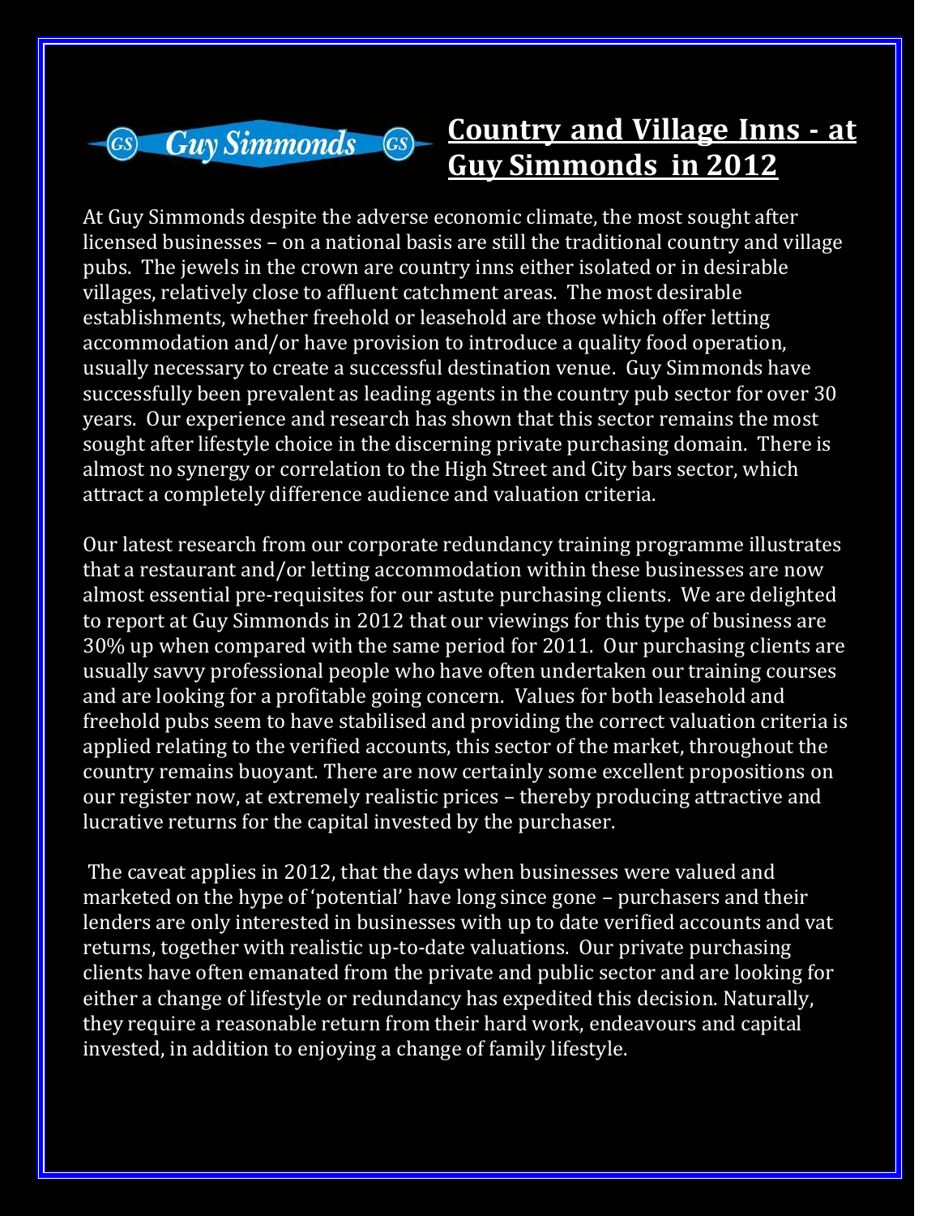Guy Simmonds

# Country and Village Inns - at Guy Simmonds in 2012

At Guy Simmonds despite the adverse economic climate, the most sought after licensed businesses – on a national basis are still the traditional country and village pubs. The jewels in the crown are country inns either isolated or in desirable villages, relatively close to affluent catchment areas. The most desirable establishments, whether freehold or leasehold are those which offer letting accommodation and/or have provision to introduce a quality food operation, usually necessary to create a successful destination venue. Guy Simmonds have successfully been prevalent as leading agents in the country pub sector for over 30 years. Our experience and research has shown that this sector remains the most sought after lifestyle choice in the discerning private purchasing domain. There is almost no synergy or correlation to the High Street and City bars sector, which attract a completely difference audience and valuation criteria.

Our latest research from our corporate redundancy training programme illustrates that a restaurant and/or letting accommodation within these businesses are now almost essential pre-requisites for our astute purchasing clients. We are delighted to report at Guy Simmonds in 2012 that our viewings for this type of business are 30% up when compared with the same period for 2011. Our purchasing clients are usually savvy professional people who have often undertaken our training courses and are looking for a profitable going concern. Values for both leasehold and freehold pubs seem to have stabilised and providing the correct valuation criteria is applied relating to the verified accounts, this sector of the market, throughout the country remains buoyant. There are now certainly some excellent propositions on our register now, at extremely realistic prices – thereby producing attractive and lucrative returns for the capital invested by the purchaser.

The caveat applies in 2012, that the days when businesses were valued and marketed on the hype of 'potential' have long since gone – purchasers and their lenders are only interested in businesses with up to date verified accounts and vat returns, together with realistic up-to-date valuations. Our private purchasing clients have often emanated from the private and public sector and are looking for either a change of lifestyle or redundancy has expedited this decision. Naturally, they require a reasonable return from their hard work, endeavours and capital invested, in addition to enjoying a change of family lifestyle.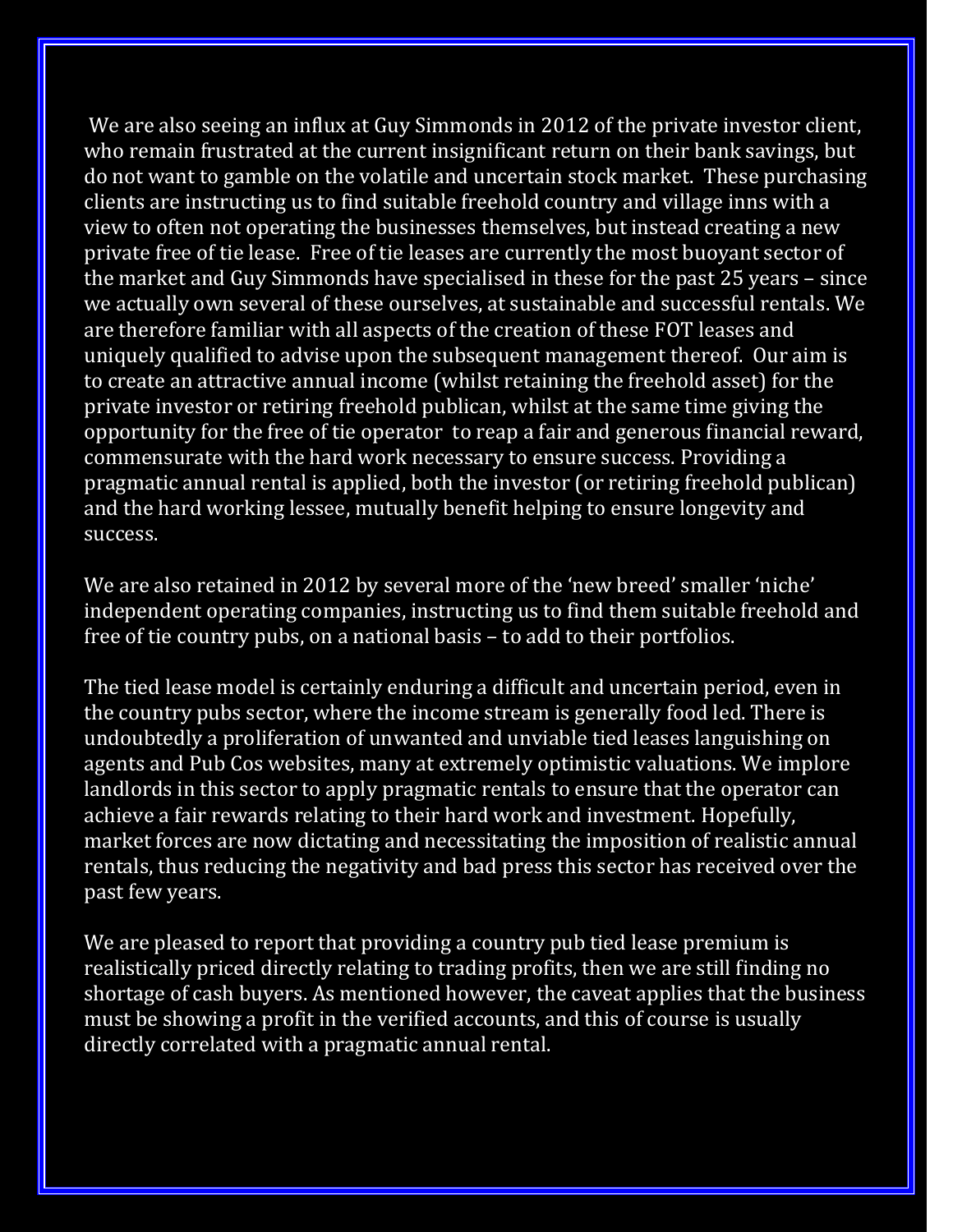We are also seeing an influx at Guy Simmonds in 2012 of the private investor client, who remain frustrated at the current insignificant return on their bank savings, but do not want to gamble on the volatile and uncertain stock market. These purchasing clients are instructing us to find suitable freehold country and village inns with a view to often not operating the businesses themselves, but instead creating a new private free of tie lease. Free of tie leases are currently the most buoyant sector of the market and Guy Simmonds have specialised in these for the past 25 years – since we actually own several of these ourselves, at sustainable and successful rentals. We are therefore familiar with all aspects of the creation of these FOT leases and uniquely qualified to advise upon the subsequent management thereof. Our aim is to create an attractive annual income (whilst retaining the freehold asset) for the private investor or retiring freehold publican, whilst at the same time giving the opportunity for the free of tie operator to reap a fair and generous financial reward, commensurate with the hard work necessary to ensure success. Providing a pragmatic annual rental is applied, both the investor (or retiring freehold publican) and the hard working lessee, mutually benefit helping to ensure longevity and success.

We are also retained in 2012 by several more of the 'new breed' smaller 'niche' independent operating companies, instructing us to find them suitable freehold and free of tie country pubs, on a national basis – to add to their portfolios.

The tied lease model is certainly enduring a difficult and uncertain period, even in the country pubs sector, where the income stream is generally food led. There is undoubtedly a proliferation of unwanted and unviable tied leases languishing on agents and Pub Cos websites, many at extremely optimistic valuations. We implore landlords in this sector to apply pragmatic rentals to ensure that the operator can achieve a fair rewards relating to their hard work and investment. Hopefully, market forces are now dictating and necessitating the imposition of realistic annual rentals, thus reducing the negativity and bad press this sector has received over the past few years.

We are pleased to report that providing a country pub tied lease premium is realistically priced directly relating to trading profits, then we are still finding no shortage of cash buyers. As mentioned however, the caveat applies that the business must be showing a profit in the verified accounts, and this of course is usually directly correlated with a pragmatic annual rental.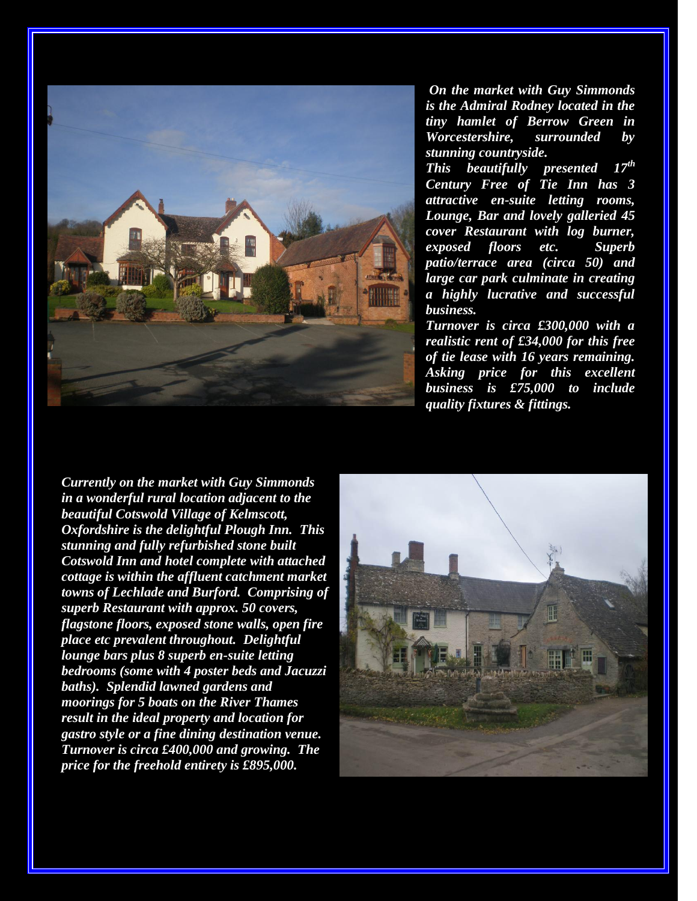***On the market with Guy Simmonds is the Admiral Rodney located in the tiny hamlet of Berrow Green in Worcestershire, surrounded by stunning countryside.***

***This beautifully presented 17th Century Free of Tie Inn has 3 attractive en-suite letting rooms, Lounge, Bar and lovely galleried 45 cover Restaurant with log burner, exposed floors etc. Superb patio/terrace area (circa 50) and large car park culminate in creating a highly lucrative and successful business.***

***Turnover is circa £300,000 with a realistic rent of £34,000 for this free of tie lease with 16 years remaining. Asking price for this excellent business is £75,000 to include quality fixtures & fittings.***

***Currently on the market with Guy Simmonds in a wonderful rural location adjacent to the beautiful Cotswold Village of Kelmscott, Oxfordshire is the delightful Plough Inn. This stunning and fully refurbished stone built Cotswold Inn and hotel complete with attached cottage is within the affluent catchment market towns of Lechlade and Burford. Comprising of superb Restaurant with approx. 50 covers, flagstone floors, exposed stone walls, open fire place etc prevalent throughout. Delightful lounge bars plus 8 superb en-suite letting bedrooms (some with 4 poster beds and Jacuzzi baths). Splendid lawned gardens and moorings for 5 boats on the River Thames result in the ideal property and location for gastro style or a fine dining destination venue. Turnover is circa £400,000 and growing. The price for the freehold entirety is £895,000.***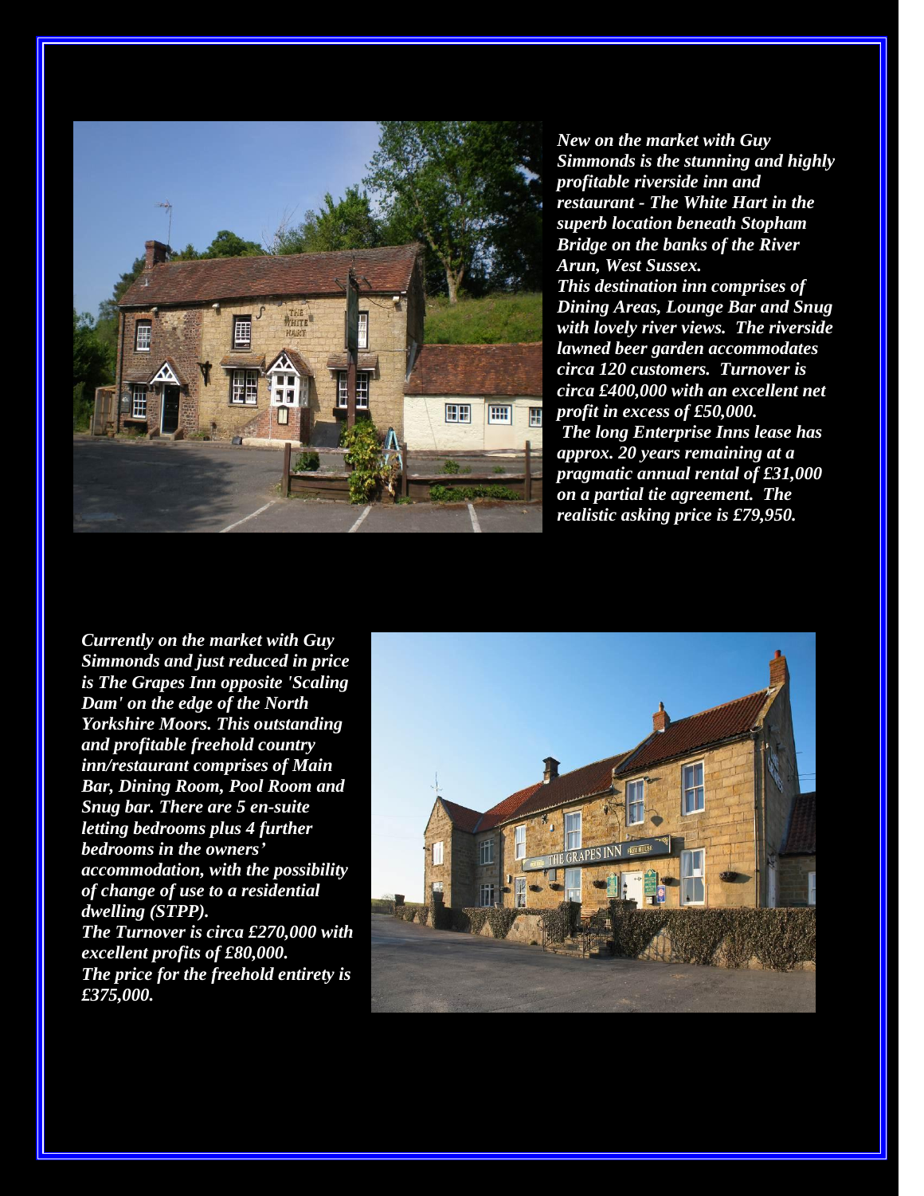***New on the market with Guy Simmonds is the stunning and highly profitable riverside inn and restaurant - The White Hart in the superb location beneath Stopham Bridge on the banks of the River Arun, West Sussex.***

***This destination inn comprises of Dining Areas, Lounge Bar and Snug with lovely river views. The riverside lawned beer garden accommodates circa 120 customers. Turnover is circa £400,000 with an excellent net profit in excess of £50,000.***

***The long Enterprise Inns lease has approx. 20 years remaining at a pragmatic annual rental of £31,000 on a partial tie agreement. The realistic asking price is £79,950.***

***Currently on the market with Guy Simmonds and just reduced in price is The Grapes Inn opposite 'Scaling Dam' on the edge of the North Yorkshire Moors. This outstanding and profitable freehold country inn/restaurant comprises of Main Bar, Dining Room, Pool Room and Snug bar. There are 5 en-suite letting bedrooms plus 4 further bedrooms in the owners' accommodation, with the possibility of change of use to a residential dwelling (STPP).***

***The Turnover is circa £270,000 with excellent profits of £80,000.***

***The price for the freehold entirety is £375,000.***